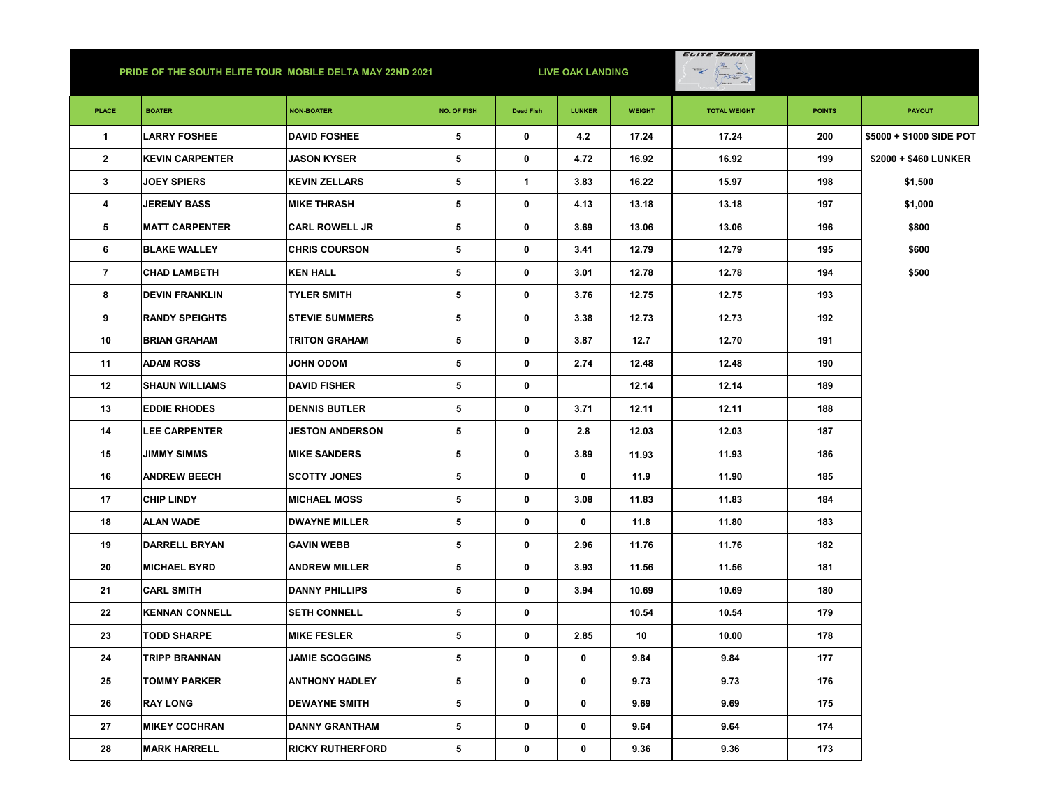**PRIDE OF THE SOUTH ELITE TOUR MOBILE DELTA MAY 22ND 2021** **LIVE OAK LANDING**

| PLACE | BOATER | NON-BOATER | NO. OF FISH | Dead Fish | LUNKER | WEIGHT | TOTAL WEIGHT | POINTS | PAYOUT |
|---|---|---|---|---|---|---|---|---|---|
| 1 | LARRY FOSHEE | DAVID FOSHEE | 5 | 0 | 4.2 | 17.24 | 17.24 | 200 | $5000 + $1000 SIDE POT |
| 2 | KEVIN CARPENTER | JASON KYSER | 5 | 0 | 4.72 | 16.92 | 16.92 | 199 | $2000 + $460 LUNKER |
| 3 | JOEY SPIERS | KEVIN ZELLARS | 5 | 1 | 3.83 | 16.22 | 15.97 | 198 | $1,500 |
| 4 | JEREMY BASS | MIKE THRASH | 5 | 0 | 4.13 | 13.18 | 13.18 | 197 | $1,000 |
| 5 | MATT CARPENTER | CARL ROWELL JR | 5 | 0 | 3.69 | 13.06 | 13.06 | 196 | $800 |
| 6 | BLAKE WALLEY | CHRIS COURSON | 5 | 0 | 3.41 | 12.79 | 12.79 | 195 | $600 |
| 7 | CHAD LAMBETH | KEN HALL | 5 | 0 | 3.01 | 12.78 | 12.78 | 194 | $500 |
| 8 | DEVIN FRANKLIN | TYLER SMITH | 5 | 0 | 3.76 | 12.75 | 12.75 | 193 | |
| 9 | RANDY SPEIGHTS | STEVIE SUMMERS | 5 | 0 | 3.38 | 12.73 | 12.73 | 192 | |
| 10 | BRIAN GRAHAM | TRITON GRAHAM | 5 | 0 | 3.87 | 12.7 | 12.70 | 191 | |
| 11 | ADAM ROSS | JOHN ODOM | 5 | 0 | 2.74 | 12.48 | 12.48 | 190 | |
| 12 | SHAUN WILLIAMS | DAVID FISHER | 5 | 0 | | 12.14 | 12.14 | 189 | |
| 13 | EDDIE RHODES | DENNIS BUTLER | 5 | 0 | 3.71 | 12.11 | 12.11 | 188 | |
| 14 | LEE CARPENTER | JESTON ANDERSON | 5 | 0 | 2.8 | 12.03 | 12.03 | 187 | |
| 15 | JIMMY SIMMS | MIKE SANDERS | 5 | 0 | 3.89 | 11.93 | 11.93 | 186 | |
| 16 | ANDREW BEECH | SCOTTY JONES | 5 | 0 | 0 | 11.9 | 11.90 | 185 | |
| 17 | CHIP LINDY | MICHAEL MOSS | 5 | 0 | 3.08 | 11.83 | 11.83 | 184 | |
| 18 | ALAN WADE | DWAYNE MILLER | 5 | 0 | 0 | 11.8 | 11.80 | 183 | |
| 19 | DARRELL BRYAN | GAVIN WEBB | 5 | 0 | 2.96 | 11.76 | 11.76 | 182 | |
| 20 | MICHAEL BYRD | ANDREW MILLER | 5 | 0 | 3.93 | 11.56 | 11.56 | 181 | |
| 21 | CARL SMITH | DANNY PHILLIPS | 5 | 0 | 3.94 | 10.69 | 10.69 | 180 | |
| 22 | KENNAN CONNELL | SETH CONNELL | 5 | 0 | | 10.54 | 10.54 | 179 | |
| 23 | TODD SHARPE | MIKE FESLER | 5 | 0 | 2.85 | 10 | 10.00 | 178 | |
| 24 | TRIPP BRANNAN | JAMIE SCOGGINS | 5 | 0 | 0 | 9.84 | 9.84 | 177 | |
| 25 | TOMMY PARKER | ANTHONY HADLEY | 5 | 0 | 0 | 9.73 | 9.73 | 176 | |
| 26 | RAY LONG | DEWAYNE SMITH | 5 | 0 | 0 | 9.69 | 9.69 | 175 | |
| 27 | MIKEY COCHRAN | DANNY GRANTHAM | 5 | 0 | 0 | 9.64 | 9.64 | 174 | |
| 28 | MARK HARRELL | RICKY RUTHERFORD | 5 | 0 | 0 | 9.36 | 9.36 | 173 | |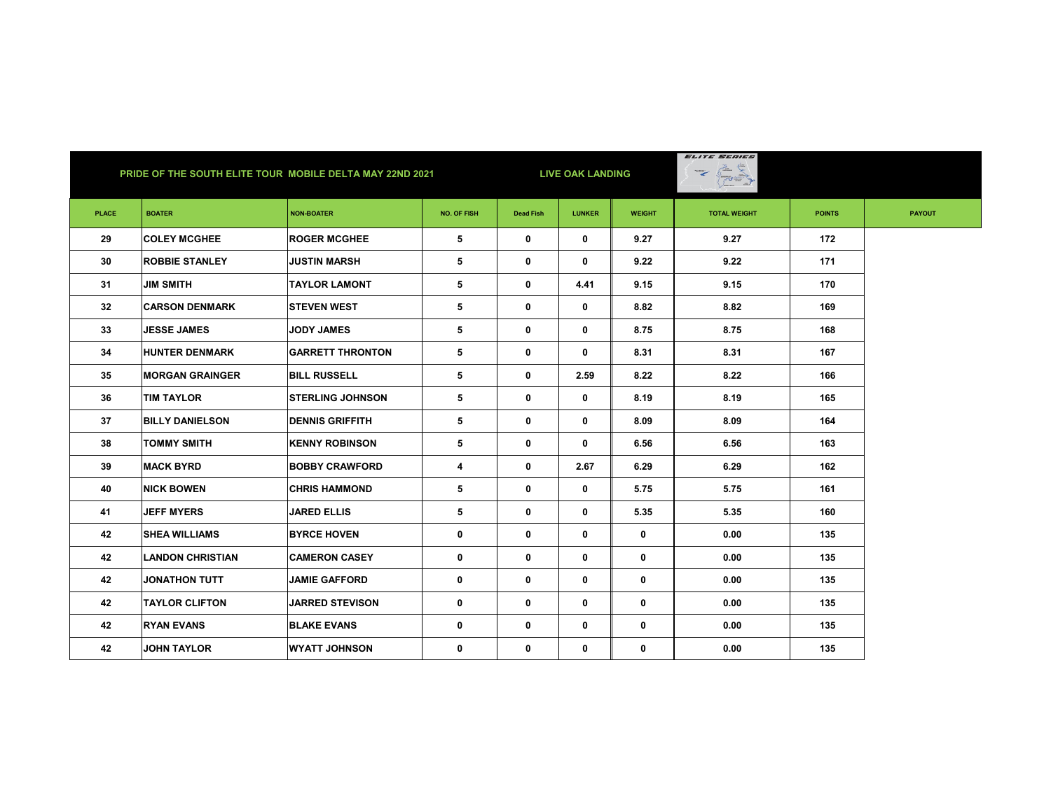| PRIDE OF THE SOUTH ELITE TOUR MOBILE DELTA MAY 22ND 2021 | | | | LIVE OAK LANDING | | | ELITE SERIES | | |
|---|---|---|---|---|---|---|---|---|---|
| PLACE | BOATER | NON-BOATER | NO. OF FISH | Dead Fish | LUNKER | WEIGHT | TOTAL WEIGHT | POINTS | PAYOUT |
| 29 | COLEY MCGHEE | ROGER MCGHEE | 5 | 0 | 0 | 9.27 | 9.27 | 172 | |
| 30 | ROBBIE STANLEY | JUSTIN MARSH | 5 | 0 | 0 | 9.22 | 9.22 | 171 | |
| 31 | JIM SMITH | TAYLOR LAMONT | 5 | 0 | 4.41 | 9.15 | 9.15 | 170 | |
| 32 | CARSON DENMARK | STEVEN WEST | 5 | 0 | 0 | 8.82 | 8.82 | 169 | |
| 33 | JESSE JAMES | JODY JAMES | 5 | 0 | 0 | 8.75 | 8.75 | 168 | |
| 34 | HUNTER DENMARK | GARRETT THRONTON | 5 | 0 | 0 | 8.31 | 8.31 | 167 | |
| 35 | MORGAN GRAINGER | BILL RUSSELL | 5 | 0 | 2.59 | 8.22 | 8.22 | 166 | |
| 36 | TIM TAYLOR | STERLING JOHNSON | 5 | 0 | 0 | 8.19 | 8.19 | 165 | |
| 37 | BILLY DANIELSON | DENNIS GRIFFITH | 5 | 0 | 0 | 8.09 | 8.09 | 164 | |
| 38 | TOMMY SMITH | KENNY ROBINSON | 5 | 0 | 0 | 6.56 | 6.56 | 163 | |
| 39 | MACK BYRD | BOBBY CRAWFORD | 4 | 0 | 2.67 | 6.29 | 6.29 | 162 | |
| 40 | NICK BOWEN | CHRIS HAMMOND | 5 | 0 | 0 | 5.75 | 5.75 | 161 | |
| 41 | JEFF MYERS | JARED ELLIS | 5 | 0 | 0 | 5.35 | 5.35 | 160 | |
| 42 | SHEA WILLIAMS | BYRCE HOVEN | 0 | 0 | 0 | 0 | 0.00 | 135 | |
| 42 | LANDON CHRISTIAN | CAMERON CASEY | 0 | 0 | 0 | 0 | 0.00 | 135 | |
| 42 | JONATHON TUTT | JAMIE GAFFORD | 0 | 0 | 0 | 0 | 0.00 | 135 | |
| 42 | TAYLOR CLIFTON | JARRED STEVISON | 0 | 0 | 0 | 0 | 0.00 | 135 | |
| 42 | RYAN EVANS | BLAKE EVANS | 0 | 0 | 0 | 0 | 0.00 | 135 | |
| 42 | JOHN TAYLOR | WYATT JOHNSON | 0 | 0 | 0 | 0 | 0.00 | 135 | |